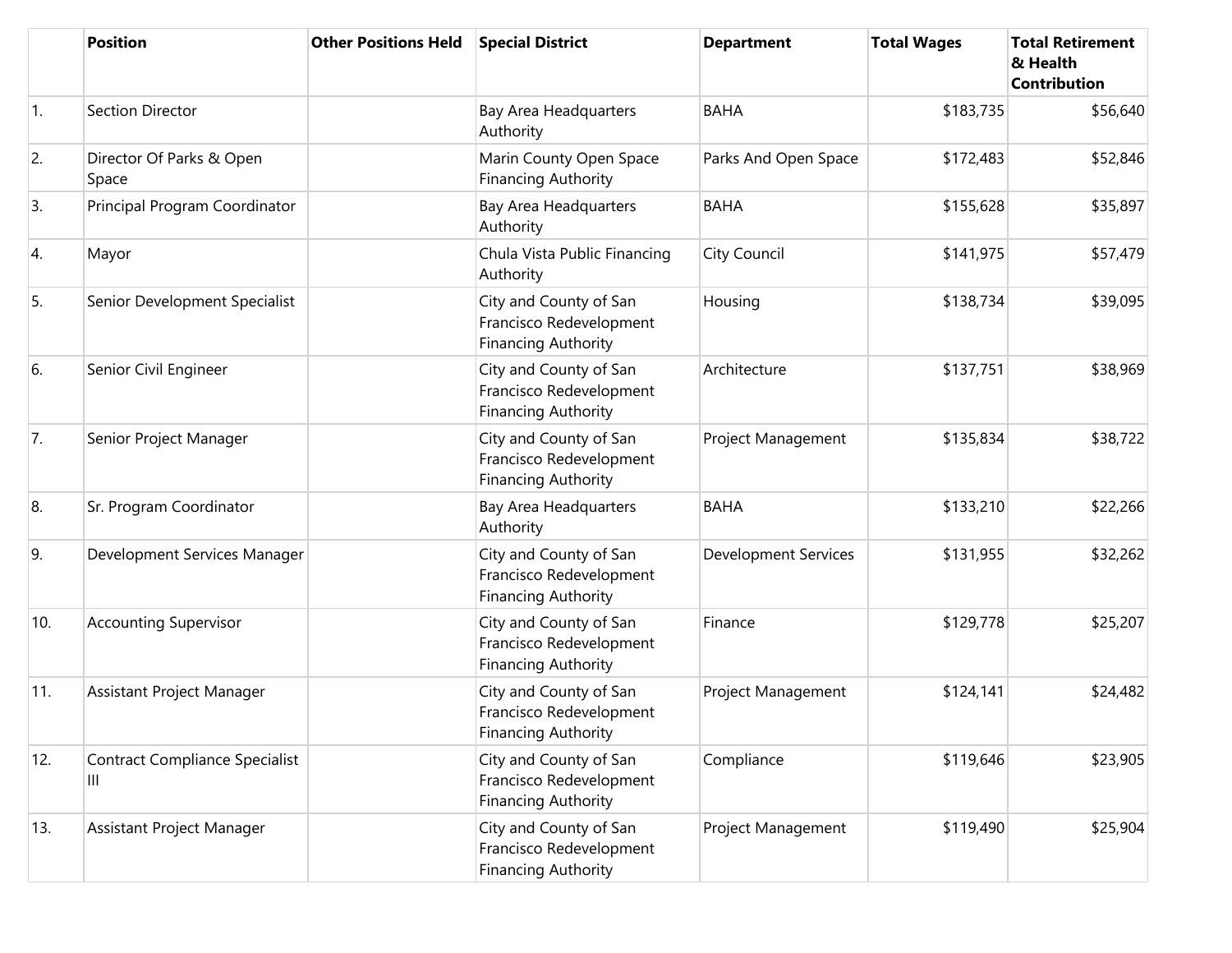| | Position | Other Positions Held | Special District | Department | Total Wages | Total Retirement & Health Contribution |
|---|---|---|---|---|---|---|
| 1. | Section Director | | Bay Area Headquarters Authority | BAHA | $183,735 | $56,640 |
| 2. | Director Of Parks & Open Space | | Marin County Open Space Financing Authority | Parks And Open Space | $172,483 | $52,846 |
| 3. | Principal Program Coordinator | | Bay Area Headquarters Authority | BAHA | $155,628 | $35,897 |
| 4. | Mayor | | Chula Vista Public Financing Authority | City Council | $141,975 | $57,479 |
| 5. | Senior Development Specialist | | City and County of San Francisco Redevelopment Financing Authority | Housing | $138,734 | $39,095 |
| 6. | Senior Civil Engineer | | City and County of San Francisco Redevelopment Financing Authority | Architecture | $137,751 | $38,969 |
| 7. | Senior Project Manager | | City and County of San Francisco Redevelopment Financing Authority | Project Management | $135,834 | $38,722 |
| 8. | Sr. Program Coordinator | | Bay Area Headquarters Authority | BAHA | $133,210 | $22,266 |
| 9. | Development Services Manager | | City and County of San Francisco Redevelopment Financing Authority | Development Services | $131,955 | $32,262 |
| 10. | Accounting Supervisor | | City and County of San Francisco Redevelopment Financing Authority | Finance | $129,778 | $25,207 |
| 11. | Assistant Project Manager | | City and County of San Francisco Redevelopment Financing Authority | Project Management | $124,141 | $24,482 |
| 12. | Contract Compliance Specialist III | | City and County of San Francisco Redevelopment Financing Authority | Compliance | $119,646 | $23,905 |
| 13. | Assistant Project Manager | | City and County of San Francisco Redevelopment Financing Authority | Project Management | $119,490 | $25,904 |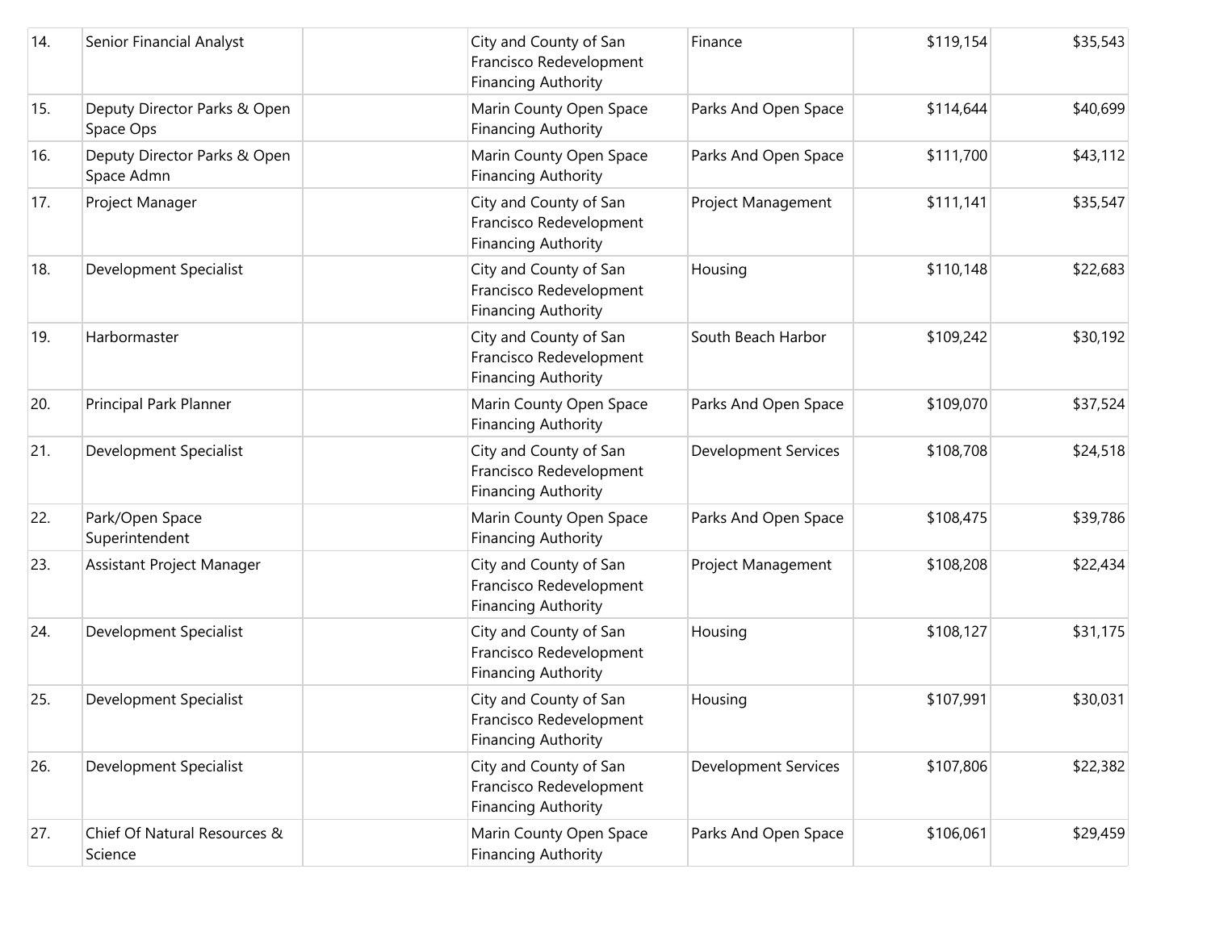| | | | | | | |
|---|---|---|---|---|---|---|
| 14. | Senior Financial Analyst | | City and County of San Francisco Redevelopment Financing Authority | Finance | $119,154 | $35,543 |
| 15. | Deputy Director Parks & Open Space Ops | | Marin County Open Space Financing Authority | Parks And Open Space | $114,644 | $40,699 |
| 16. | Deputy Director Parks & Open Space Admn | | Marin County Open Space Financing Authority | Parks And Open Space | $111,700 | $43,112 |
| 17. | Project Manager | | City and County of San Francisco Redevelopment Financing Authority | Project Management | $111,141 | $35,547 |
| 18. | Development Specialist | | City and County of San Francisco Redevelopment Financing Authority | Housing | $110,148 | $22,683 |
| 19. | Harbormaster | | City and County of San Francisco Redevelopment Financing Authority | South Beach Harbor | $109,242 | $30,192 |
| 20. | Principal Park Planner | | Marin County Open Space Financing Authority | Parks And Open Space | $109,070 | $37,524 |
| 21. | Development Specialist | | City and County of San Francisco Redevelopment Financing Authority | Development Services | $108,708 | $24,518 |
| 22. | Park/Open Space Superintendent | | Marin County Open Space Financing Authority | Parks And Open Space | $108,475 | $39,786 |
| 23. | Assistant Project Manager | | City and County of San Francisco Redevelopment Financing Authority | Project Management | $108,208 | $22,434 |
| 24. | Development Specialist | | City and County of San Francisco Redevelopment Financing Authority | Housing | $108,127 | $31,175 |
| 25. | Development Specialist | | City and County of San Francisco Redevelopment Financing Authority | Housing | $107,991 | $30,031 |
| 26. | Development Specialist | | City and County of San Francisco Redevelopment Financing Authority | Development Services | $107,806 | $22,382 |
| 27. | Chief Of Natural Resources & Science | | Marin County Open Space Financing Authority | Parks And Open Space | $106,061 | $29,459 |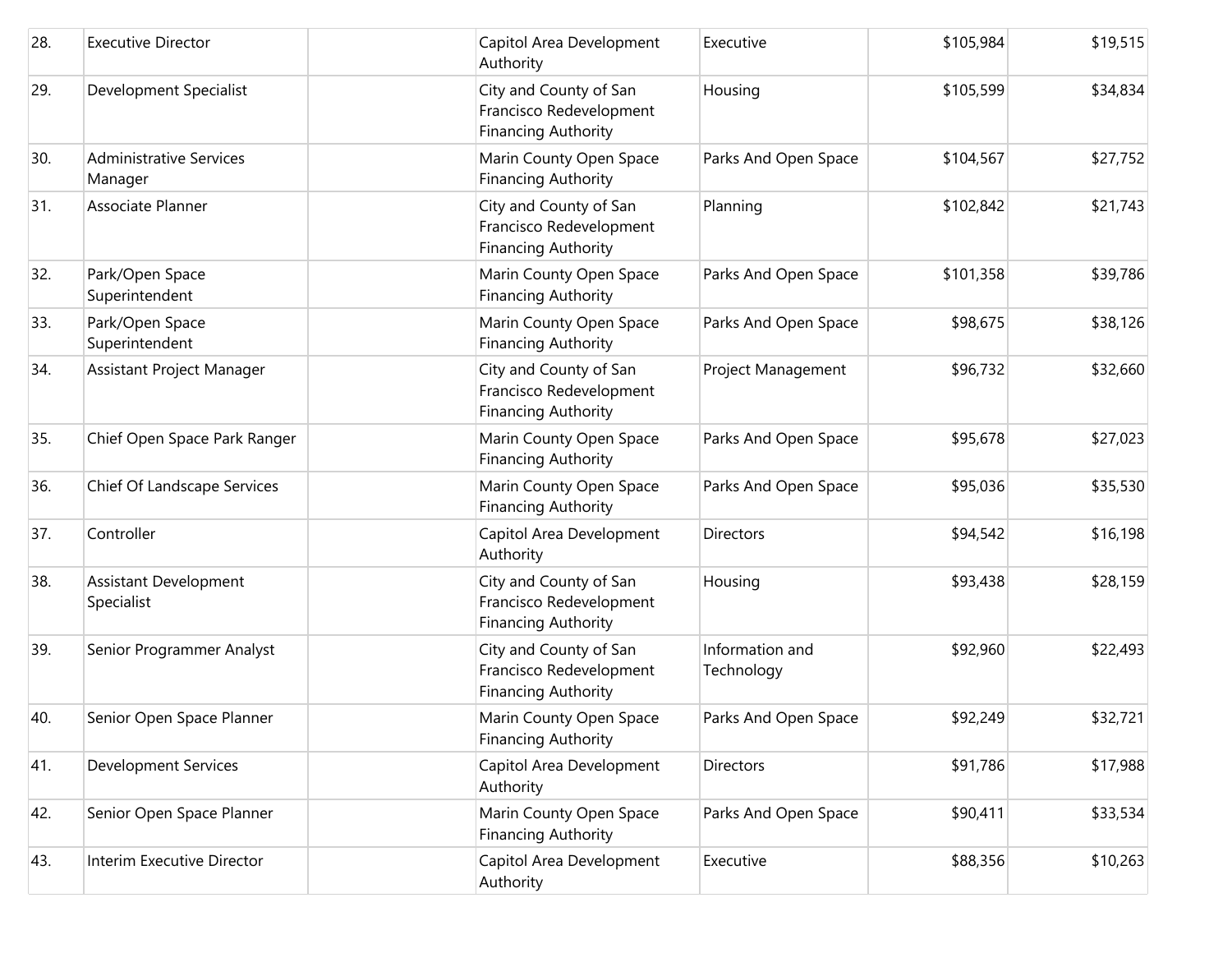| | | | | | | |
|---|---|---|---|---|---|---|
| 28. | Executive Director | | Capitol Area Development Authority | Executive | $105,984 | $19,515 |
| 29. | Development Specialist | | City and County of San Francisco Redevelopment Financing Authority | Housing | $105,599 | $34,834 |
| 30. | Administrative Services Manager | | Marin County Open Space Financing Authority | Parks And Open Space | $104,567 | $27,752 |
| 31. | Associate Planner | | City and County of San Francisco Redevelopment Financing Authority | Planning | $102,842 | $21,743 |
| 32. | Park/Open Space Superintendent | | Marin County Open Space Financing Authority | Parks And Open Space | $101,358 | $39,786 |
| 33. | Park/Open Space Superintendent | | Marin County Open Space Financing Authority | Parks And Open Space | $98,675 | $38,126 |
| 34. | Assistant Project Manager | | City and County of San Francisco Redevelopment Financing Authority | Project Management | $96,732 | $32,660 |
| 35. | Chief Open Space Park Ranger | | Marin County Open Space Financing Authority | Parks And Open Space | $95,678 | $27,023 |
| 36. | Chief Of Landscape Services | | Marin County Open Space Financing Authority | Parks And Open Space | $95,036 | $35,530 |
| 37. | Controller | | Capitol Area Development Authority | Directors | $94,542 | $16,198 |
| 38. | Assistant Development Specialist | | City and County of San Francisco Redevelopment Financing Authority | Housing | $93,438 | $28,159 |
| 39. | Senior Programmer Analyst | | City and County of San Francisco Redevelopment Financing Authority | Information and Technology | $92,960 | $22,493 |
| 40. | Senior Open Space Planner | | Marin County Open Space Financing Authority | Parks And Open Space | $92,249 | $32,721 |
| 41. | Development Services | | Capitol Area Development Authority | Directors | $91,786 | $17,988 |
| 42. | Senior Open Space Planner | | Marin County Open Space Financing Authority | Parks And Open Space | $90,411 | $33,534 |
| 43. | Interim Executive Director | | Capitol Area Development Authority | Executive | $88,356 | $10,263 |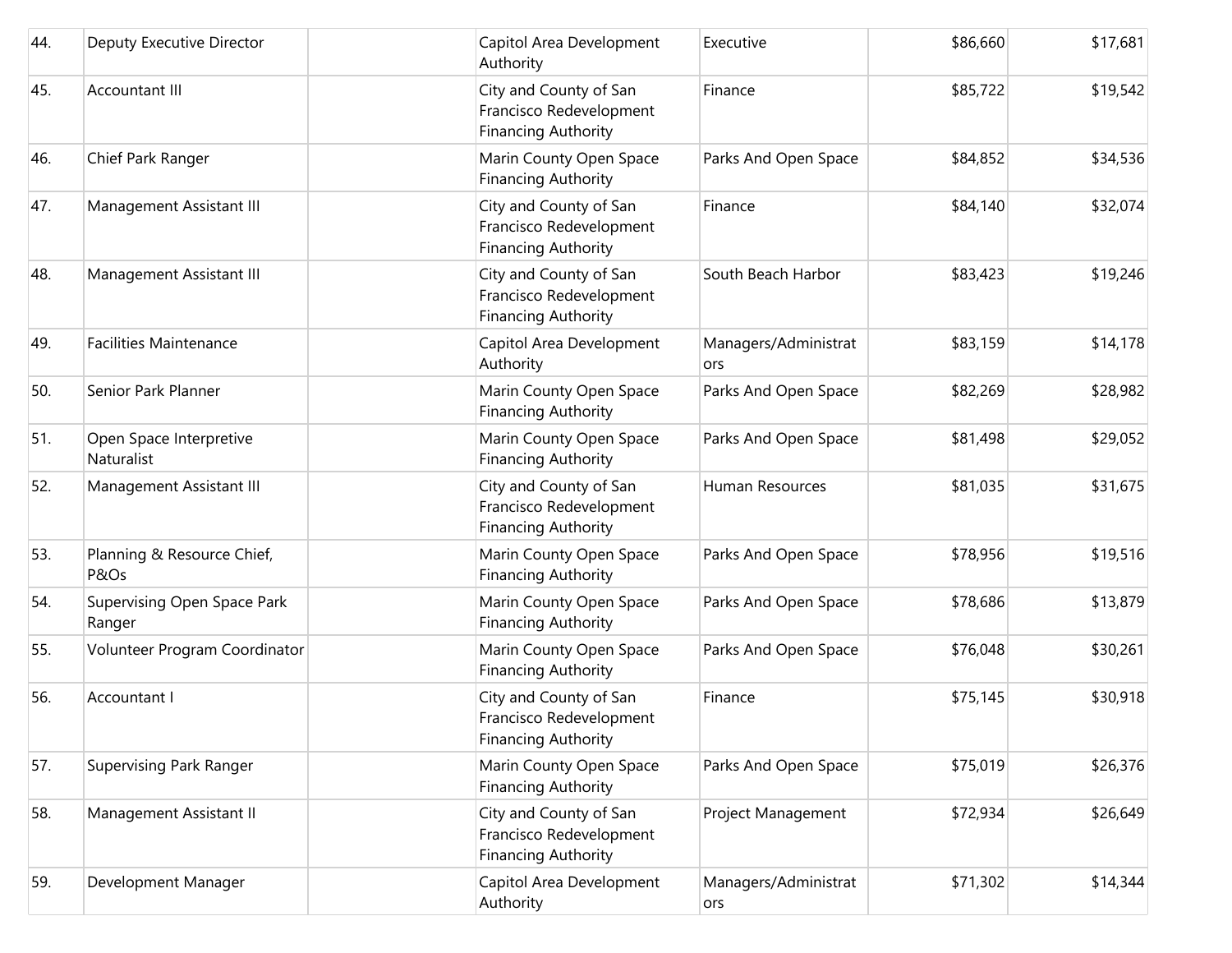| | | | | | | |
|---|---|---|---|---|---|---|
| 44. | Deputy Executive Director | | Capitol Area Development Authority | Executive | $86,660 | $17,681 |
| 45. | Accountant III | | City and County of San Francisco Redevelopment Financing Authority | Finance | $85,722 | $19,542 |
| 46. | Chief Park Ranger | | Marin County Open Space Financing Authority | Parks And Open Space | $84,852 | $34,536 |
| 47. | Management Assistant III | | City and County of San Francisco Redevelopment Financing Authority | Finance | $84,140 | $32,074 |
| 48. | Management Assistant III | | City and County of San Francisco Redevelopment Financing Authority | South Beach Harbor | $83,423 | $19,246 |
| 49. | Facilities Maintenance | | Capitol Area Development Authority | Managers/Administrators | $83,159 | $14,178 |
| 50. | Senior Park Planner | | Marin County Open Space Financing Authority | Parks And Open Space | $82,269 | $28,982 |
| 51. | Open Space Interpretive Naturalist | | Marin County Open Space Financing Authority | Parks And Open Space | $81,498 | $29,052 |
| 52. | Management Assistant III | | City and County of San Francisco Redevelopment Financing Authority | Human Resources | $81,035 | $31,675 |
| 53. | Planning & Resource Chief, P&Os | | Marin County Open Space Financing Authority | Parks And Open Space | $78,956 | $19,516 |
| 54. | Supervising Open Space Park Ranger | | Marin County Open Space Financing Authority | Parks And Open Space | $78,686 | $13,879 |
| 55. | Volunteer Program Coordinator | | Marin County Open Space Financing Authority | Parks And Open Space | $76,048 | $30,261 |
| 56. | Accountant I | | City and County of San Francisco Redevelopment Financing Authority | Finance | $75,145 | $30,918 |
| 57. | Supervising Park Ranger | | Marin County Open Space Financing Authority | Parks And Open Space | $75,019 | $26,376 |
| 58. | Management Assistant II | | City and County of San Francisco Redevelopment Financing Authority | Project Management | $72,934 | $26,649 |
| 59. | Development Manager | | Capitol Area Development Authority | Managers/Administrators | $71,302 | $14,344 |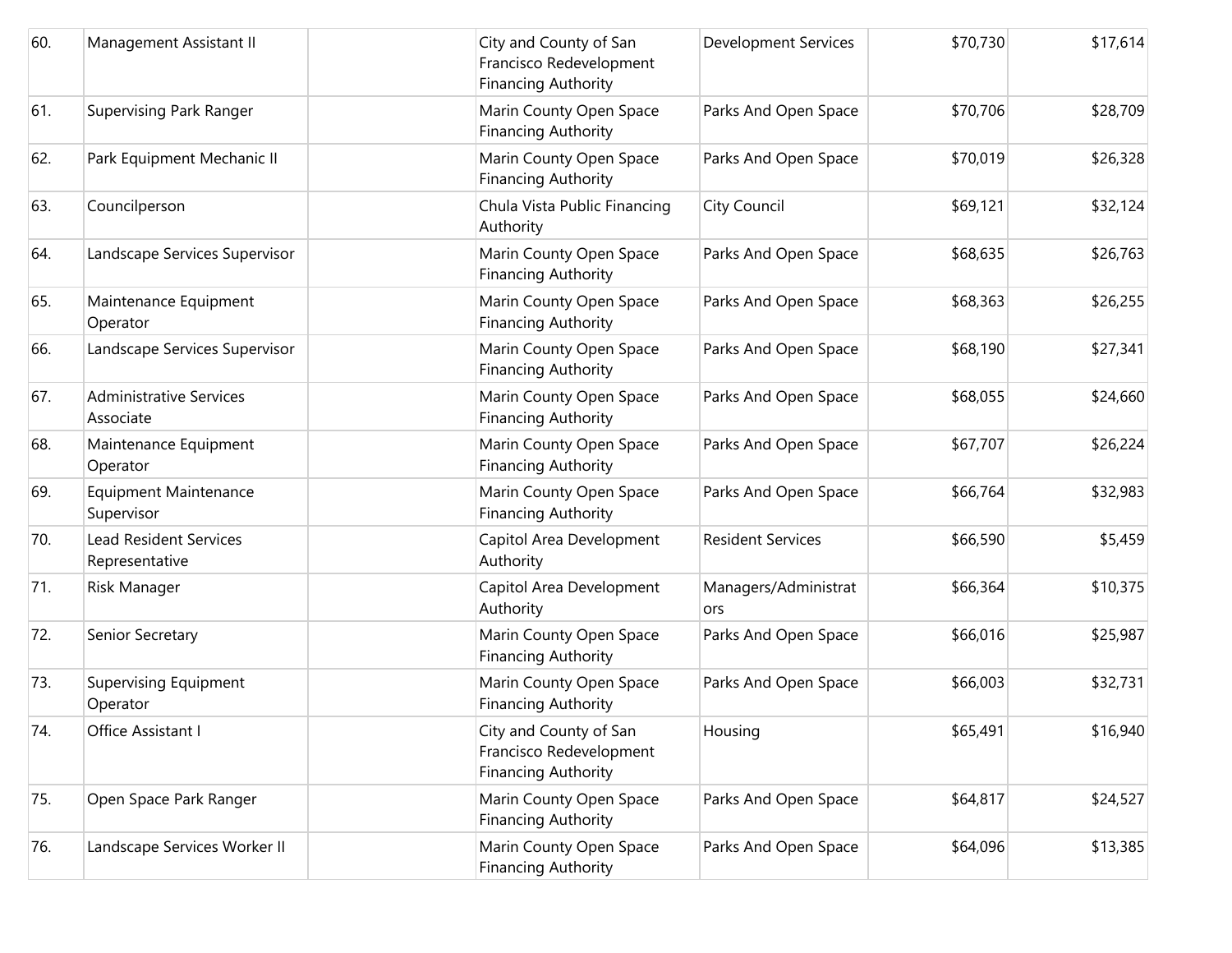| | | | | | | |
|---|---|---|---|---|---|---|
| 60. | Management Assistant II | | City and County of San Francisco Redevelopment Financing Authority | Development Services | $70,730 | $17,614 |
| 61. | Supervising Park Ranger | | Marin County Open Space Financing Authority | Parks And Open Space | $70,706 | $28,709 |
| 62. | Park Equipment Mechanic II | | Marin County Open Space Financing Authority | Parks And Open Space | $70,019 | $26,328 |
| 63. | Councilperson | | Chula Vista Public Financing Authority | City Council | $69,121 | $32,124 |
| 64. | Landscape Services Supervisor | | Marin County Open Space Financing Authority | Parks And Open Space | $68,635 | $26,763 |
| 65. | Maintenance Equipment Operator | | Marin County Open Space Financing Authority | Parks And Open Space | $68,363 | $26,255 |
| 66. | Landscape Services Supervisor | | Marin County Open Space Financing Authority | Parks And Open Space | $68,190 | $27,341 |
| 67. | Administrative Services Associate | | Marin County Open Space Financing Authority | Parks And Open Space | $68,055 | $24,660 |
| 68. | Maintenance Equipment Operator | | Marin County Open Space Financing Authority | Parks And Open Space | $67,707 | $26,224 |
| 69. | Equipment Maintenance Supervisor | | Marin County Open Space Financing Authority | Parks And Open Space | $66,764 | $32,983 |
| 70. | Lead Resident Services Representative | | Capitol Area Development Authority | Resident Services | $66,590 | $5,459 |
| 71. | Risk Manager | | Capitol Area Development Authority | Managers/Administrators | $66,364 | $10,375 |
| 72. | Senior Secretary | | Marin County Open Space Financing Authority | Parks And Open Space | $66,016 | $25,987 |
| 73. | Supervising Equipment Operator | | Marin County Open Space Financing Authority | Parks And Open Space | $66,003 | $32,731 |
| 74. | Office Assistant I | | City and County of San Francisco Redevelopment Financing Authority | Housing | $65,491 | $16,940 |
| 75. | Open Space Park Ranger | | Marin County Open Space Financing Authority | Parks And Open Space | $64,817 | $24,527 |
| 76. | Landscape Services Worker II | | Marin County Open Space Financing Authority | Parks And Open Space | $64,096 | $13,385 |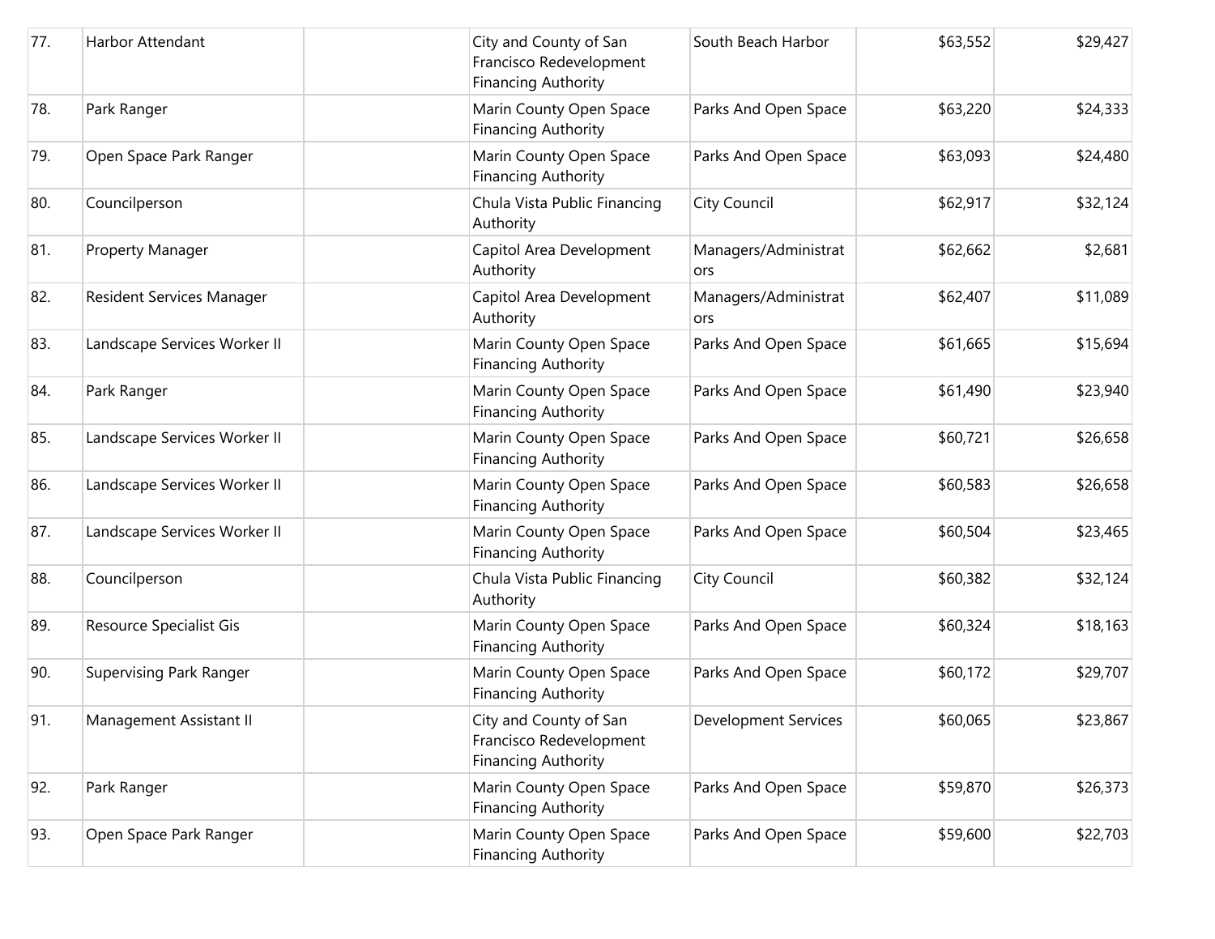| | | | | | | |
|---|---|---|---|---|---|---|
| 77. | Harbor Attendant | | City and County of San Francisco Redevelopment Financing Authority | South Beach Harbor | $63,552 | $29,427 |
| 78. | Park Ranger | | Marin County Open Space Financing Authority | Parks And Open Space | $63,220 | $24,333 |
| 79. | Open Space Park Ranger | | Marin County Open Space Financing Authority | Parks And Open Space | $63,093 | $24,480 |
| 80. | Councilperson | | Chula Vista Public Financing Authority | City Council | $62,917 | $32,124 |
| 81. | Property Manager | | Capitol Area Development Authority | Managers/Administrators | $62,662 | $2,681 |
| 82. | Resident Services Manager | | Capitol Area Development Authority | Managers/Administrators | $62,407 | $11,089 |
| 83. | Landscape Services Worker II | | Marin County Open Space Financing Authority | Parks And Open Space | $61,665 | $15,694 |
| 84. | Park Ranger | | Marin County Open Space Financing Authority | Parks And Open Space | $61,490 | $23,940 |
| 85. | Landscape Services Worker II | | Marin County Open Space Financing Authority | Parks And Open Space | $60,721 | $26,658 |
| 86. | Landscape Services Worker II | | Marin County Open Space Financing Authority | Parks And Open Space | $60,583 | $26,658 |
| 87. | Landscape Services Worker II | | Marin County Open Space Financing Authority | Parks And Open Space | $60,504 | $23,465 |
| 88. | Councilperson | | Chula Vista Public Financing Authority | City Council | $60,382 | $32,124 |
| 89. | Resource Specialist Gis | | Marin County Open Space Financing Authority | Parks And Open Space | $60,324 | $18,163 |
| 90. | Supervising Park Ranger | | Marin County Open Space Financing Authority | Parks And Open Space | $60,172 | $29,707 |
| 91. | Management Assistant II | | City and County of San Francisco Redevelopment Financing Authority | Development Services | $60,065 | $23,867 |
| 92. | Park Ranger | | Marin County Open Space Financing Authority | Parks And Open Space | $59,870 | $26,373 |
| 93. | Open Space Park Ranger | | Marin County Open Space Financing Authority | Parks And Open Space | $59,600 | $22,703 |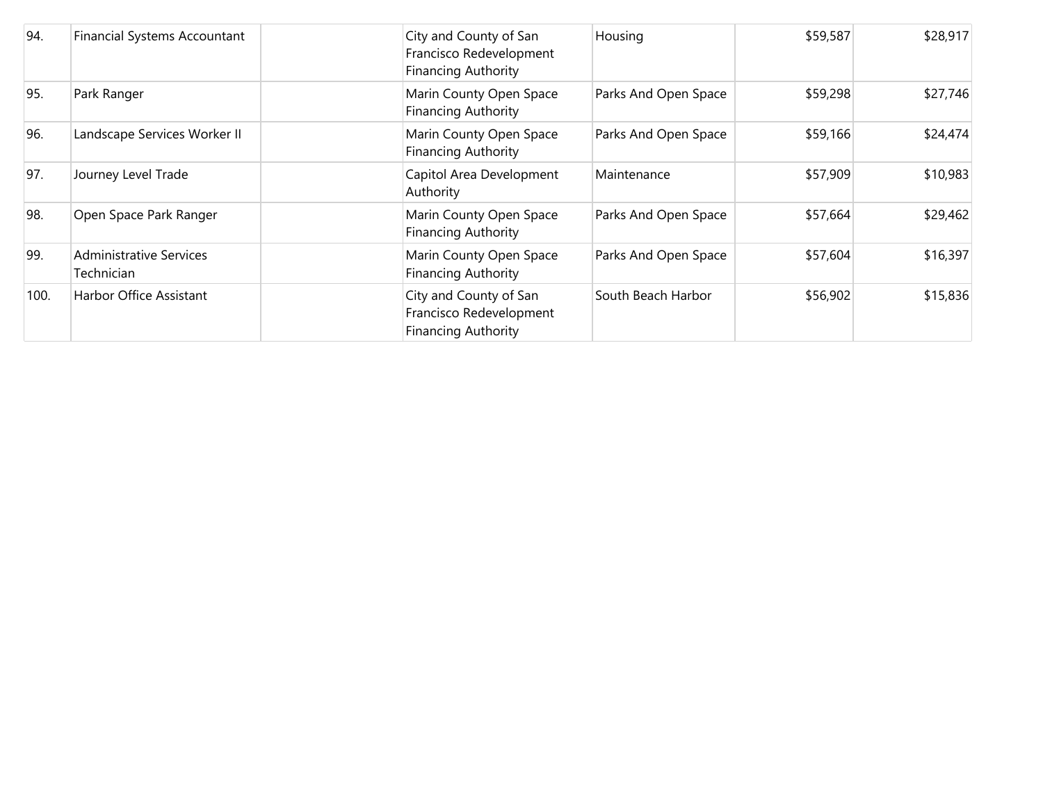| | | | | | | |
|---|---|---|---|---|---|---|
| 94. | Financial Systems Accountant | | City and County of San Francisco Redevelopment Financing Authority | Housing | $59,587 | $28,917 |
| 95. | Park Ranger | | Marin County Open Space Financing Authority | Parks And Open Space | $59,298 | $27,746 |
| 96. | Landscape Services Worker II | | Marin County Open Space Financing Authority | Parks And Open Space | $59,166 | $24,474 |
| 97. | Journey Level Trade | | Capitol Area Development Authority | Maintenance | $57,909 | $10,983 |
| 98. | Open Space Park Ranger | | Marin County Open Space Financing Authority | Parks And Open Space | $57,664 | $29,462 |
| 99. | Administrative Services Technician | | Marin County Open Space Financing Authority | Parks And Open Space | $57,604 | $16,397 |
| 100. | Harbor Office Assistant | | City and County of San Francisco Redevelopment Financing Authority | South Beach Harbor | $56,902 | $15,836 |